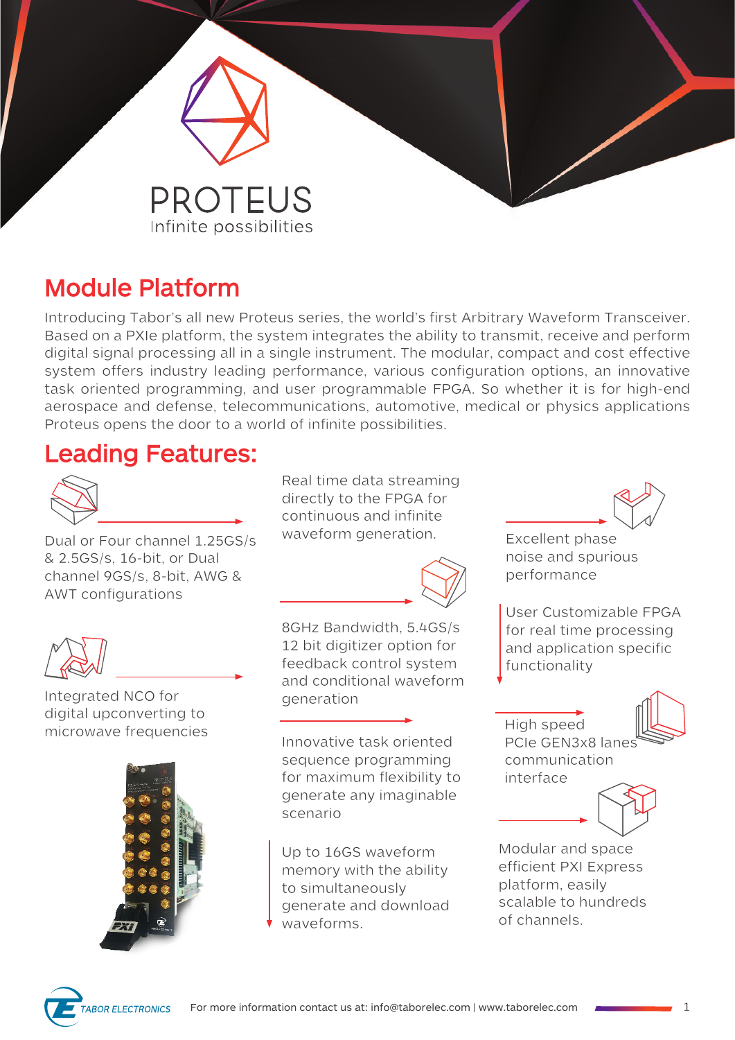# PROTEUS

Infinite possibilities

## Module Platform

Introducing Tabor's all new Proteus series, the world's first Arbitrary Waveform Transceiver. Based on a PXIe platform, the system integrates the ability to transmit, receive and perform digital signal processing all in a single instrument. The modular, compact and cost effective system offers industry leading performance, various configuration options, an innovative task oriented programming, and user programmable FPGA. So whether it is for high-end aerospace and defense, telecommunications, automotive, medical or physics applications Proteus opens the door to a world of infinite possibilities.

## Leading Features:

- Dual or Four channel 1.25GS/s & 2.5GS/s, 16-bit, or Dual channel 9GS/s, 8-bit, AWG & AWT configurations
- Integrated NCO for digital upconverting to microwave frequencies
- Real time data streaming directly to the FPGA for continuous and infinite waveform generation.
- 8GHz Bandwidth, 5.4GS/s 12 bit digitizer option for feedback control system and conditional waveform generation
- Innovative task oriented sequence programming for maximum flexibility to generate any imaginable scenario
- Up to 16GS waveform memory with the ability to simultaneously generate and download waveforms.
- Excellent phase noise and spurious performance
- User Customizable FPGA for real time processing and application specific functionality
- High speed PCIe GEN3x8 lanes communication interface
- Modular and space efficient PXI Express platform, easily scalable to hundreds of channels.

TABOR ELECTRONICS

For more information contact us at: info@taborelec.com | www.taborelec.com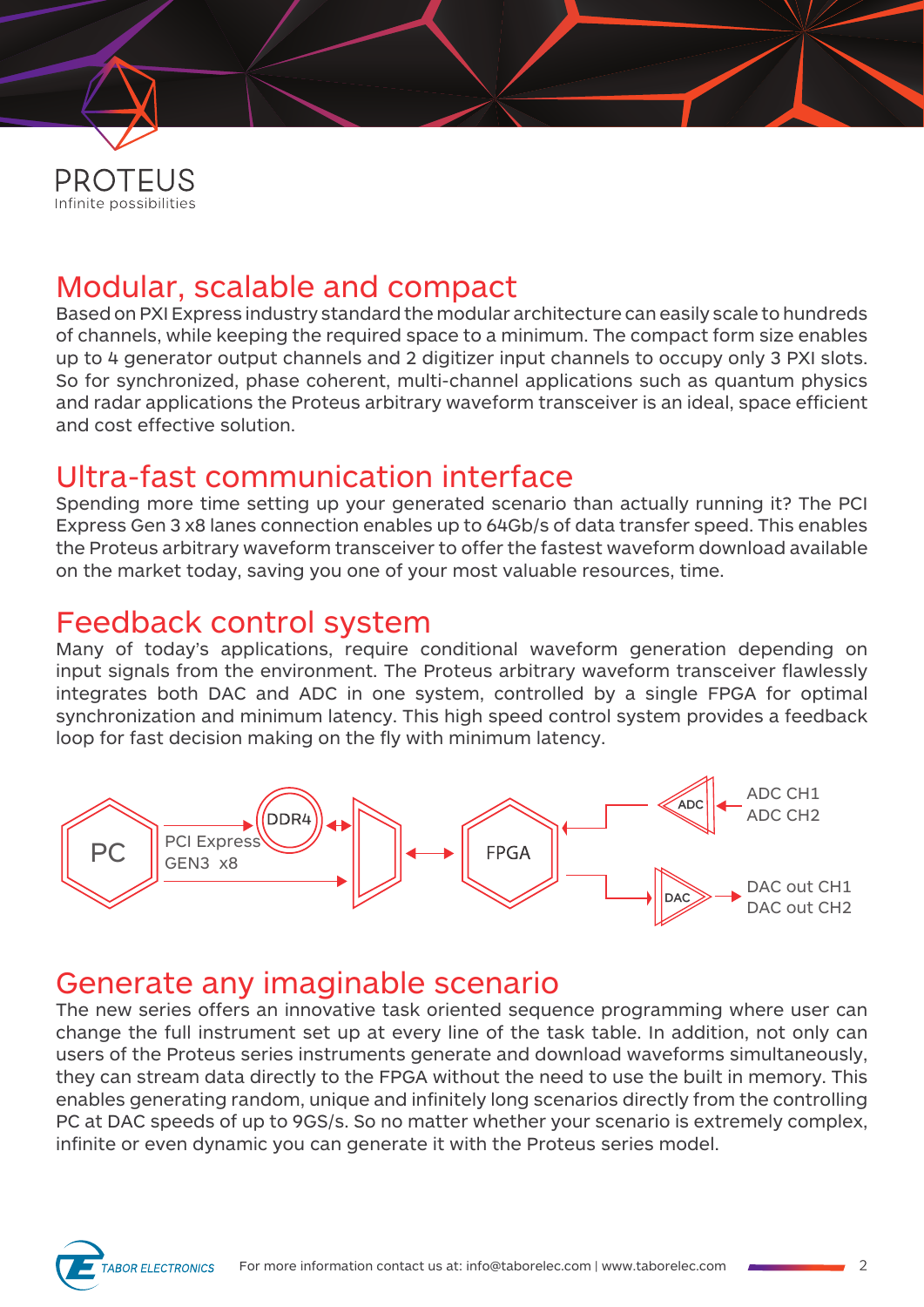PROTEUS
Infinite possibilities

## Modular, scalable and compact

Based on PXI Express industry standard the modular architecture can easily scale to hundreds of channels, while keeping the required space to a minimum. The compact form size enables up to 4 generator output channels and 2 digitizer input channels to occupy only 3 PXI slots. So for synchronized, phase coherent, multi-channel applications such as quantum physics and radar applications the Proteus arbitrary waveform transceiver is an ideal, space efficient and cost effective solution.

## Ultra-fast communication interface

Spending more time setting up your generated scenario than actually running it? The PCI Express Gen 3 x8 lanes connection enables up to 64Gb/s of data transfer speed. This enables the Proteus arbitrary waveform transceiver to offer the fastest waveform download available on the market today, saving you one of your most valuable resources, time.

## Feedback control system

Many of today's applications, require conditional waveform generation depending on input signals from the environment. The Proteus arbitrary waveform transceiver flawlessly integrates both DAC and ADC in one system, controlled by a single FPGA for optimal synchronization and minimum latency. This high speed control system provides a feedback loop for fast decision making on the fly with minimum latency.

PC — PCI Express GEN3 x8 — DDR4 — FPGA — ADC (ADC CH1, ADC CH2) — DAC (DAC out CH1, DAC out CH2)

## Generate any imaginable scenario

The new series offers an innovative task oriented sequence programming where user can change the full instrument set up at every line of the task table. In addition, not only can users of the Proteus series instruments generate and download waveforms simultaneously, they can stream data directly to the FPGA without the need to use the built in memory. This enables generating random, unique and infinitely long scenarios directly from the controlling PC at DAC speeds of up to 9GS/s. So no matter whether your scenario is extremely complex, infinite or even dynamic you can generate it with the Proteus series model.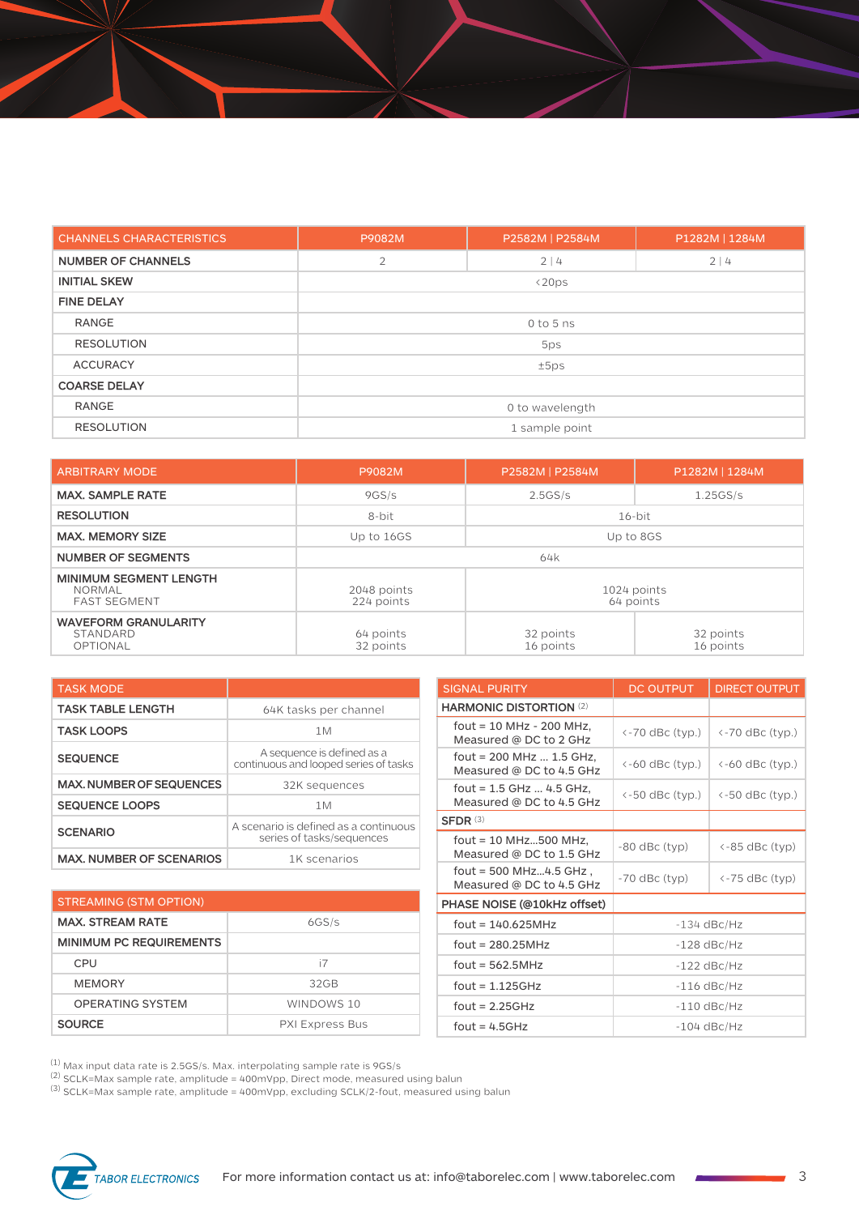| CHANNELS CHARACTERISTICS | P9082M | P2582M \| P2584M | P1282M \| 1284M |
|---|---|---|---|
| **NUMBER OF CHANNELS** | 2 | 2 \| 4 | 2 \| 4 |
| **INITIAL SKEW** | <20ps | | |
| **FINE DELAY** | | | |
| RANGE | 0 to 5 ns | | |
| RESOLUTION | 5ps | | |
| ACCURACY | ±5ps | | |
| **COARSE DELAY** | | | |
| RANGE | 0 to wavelength | | |
| RESOLUTION | 1 sample point | | |

| ARBITRARY MODE | P9082M | P2582M \| P2584M | P1282M \| 1284M |
|---|---|---|---|
| **MAX. SAMPLE RATE** | 9GS/s | 2.5GS/s | 1.25GS/s |
| **RESOLUTION** | 8-bit | 16-bit | |
| **MAX. MEMORY SIZE** | Up to 16GS | Up to 8GS | |
| **NUMBER OF SEGMENTS** | 64k | | |
| **MINIMUM SEGMENT LENGTH**<br>NORMAL<br>FAST SEGMENT | 2048 points<br>224 points | 1024 points<br>64 points | |
| **WAVEFORM GRANULARITY**<br>STANDARD<br>OPTIONAL | 64 points<br>32 points | 32 points<br>16 points | 32 points<br>16 points |

| TASK MODE | |
|---|---|
| **TASK TABLE LENGTH** | 64K tasks per channel |
| **TASK LOOPS** | 1M |
| **SEQUENCE** | A sequence is defined as a continuous and looped series of tasks |
| **MAX. NUMBER OF SEQUENCES** | 32K sequences |
| **SEQUENCE LOOPS** | 1M |
| **SCENARIO** | A scenario is defined as a continuous series of tasks/sequences |
| **MAX. NUMBER OF SCENARIOS** | 1K scenarios |

| STREAMING (STM OPTION) | |
|---|---|
| **MAX. STREAM RATE** | 6GS/s |
| **MINIMUM PC REQUIREMENTS** | |
| CPU | i7 |
| MEMORY | 32GB |
| OPERATING SYSTEM | WINDOWS 10 |
| **SOURCE** | PXI Express Bus |

| SIGNAL PURITY | DC OUTPUT | DIRECT OUTPUT |
|---|---|---|
| **HARMONIC DISTORTION** (2) | | |
| fout = 10 MHz - 200 MHz, Measured @ DC to 2 GHz | <-70 dBc (typ.) | <-70 dBc (typ.) |
| fout = 200 MHz ... 1.5 GHz, Measured @ DC to 4.5 GHz | <-60 dBc (typ.) | <-60 dBc (typ.) |
| fout = 1.5 GHz ... 4.5 GHz, Measured @ DC to 4.5 GHz | <-50 dBc (typ.) | <-50 dBc (typ.) |
| **SFDR** (3) | | |
| fout = 10 MHz...500 MHz, Measured @ DC to 1.5 GHz | -80 dBc (typ) | <-85 dBc (typ) |
| fout = 500 MHz...4.5 GHz , Measured @ DC to 4.5 GHz | -70 dBc (typ) | <-75 dBc (typ) |
| **PHASE NOISE (@10kHz offset)** | | |
| fout = 140.625MHz | -134 dBc/Hz | |
| fout = 280.25MHz | -128 dBc/Hz | |
| fout = 562.5MHz | -122 dBc/Hz | |
| fout = 1.125GHz | -116 dBc/Hz | |
| fout = 2.25GHz | -110 dBc/Hz | |
| fout = 4.5GHz | -104 dBc/Hz | |

(1) Max input data rate is 2.5GS/s. Max. interpolating sample rate is 9GS/s
(2) SCLK=Max sample rate, amplitude = 400mVpp, Direct mode, measured using balun
(3) SCLK=Max sample rate, amplitude = 400mVpp, excluding SCLK/2-fout, measured using balun

TABOR ELECTRONICS — For more information contact us at: info@taborelec.com | www.taborelec.com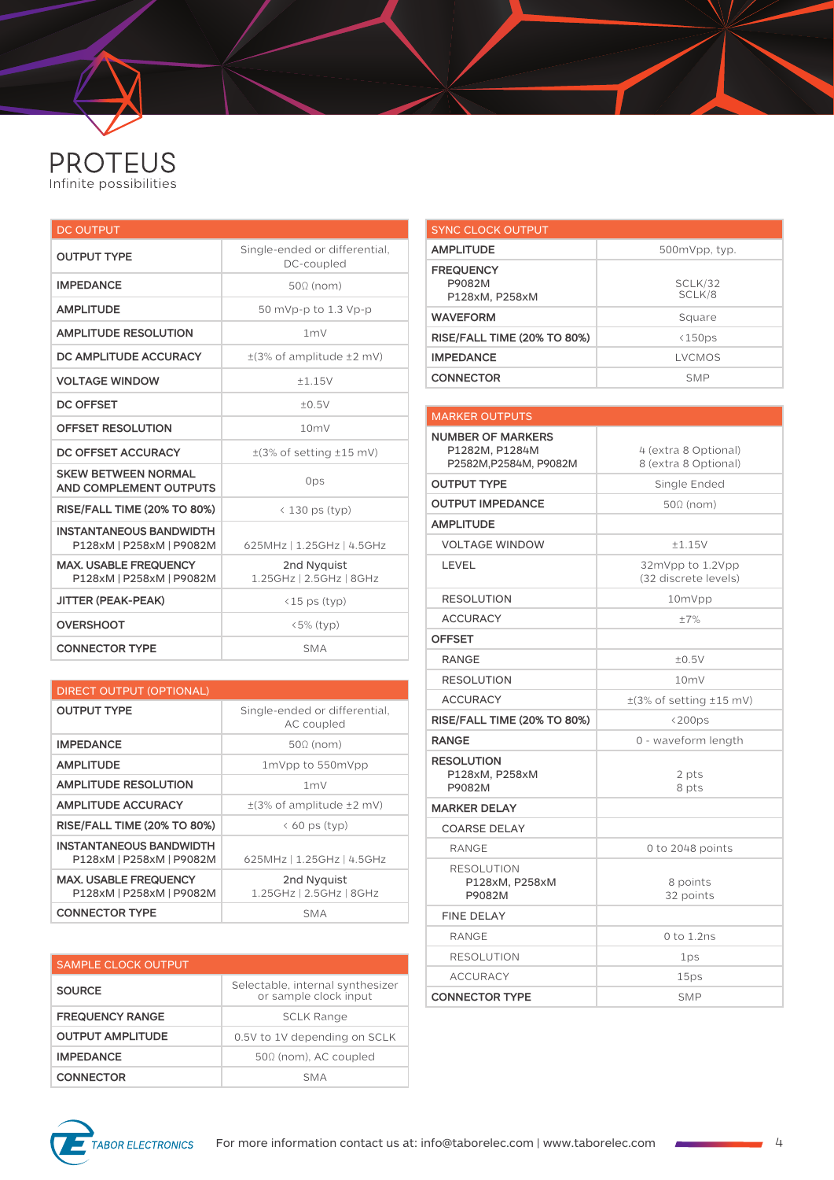# PROTEUS

Infinite possibilities

| DC OUTPUT | |
|---|---|
| OUTPUT TYPE | Single-ended or differential, DC-coupled |
| IMPEDANCE | 50Ω (nom) |
| AMPLITUDE | 50 mVp-p to 1.3 Vp-p |
| AMPLITUDE RESOLUTION | 1mV |
| DC AMPLITUDE ACCURACY | ±(3% of amplitude ±2 mV) |
| VOLTAGE WINDOW | ±1.15V |
| DC OFFSET | ±0.5V |
| OFFSET RESOLUTION | 10mV |
| DC OFFSET ACCURACY | ±(3% of setting ±15 mV) |
| SKEW BETWEEN NORMAL AND COMPLEMENT OUTPUTS | 0ps |
| RISE/FALL TIME (20% TO 80%) | < 130 ps (typ) |
| INSTANTANEOUS BANDWIDTH P128xM \| P258xM \| P9082M | 625MHz \| 1.25GHz \| 4.5GHz |
| MAX. USABLE FREQUENCY P128xM \| P258xM \| P9082M | 2nd Nyquist 1.25GHz \| 2.5GHz \| 8GHz |
| JITTER (PEAK-PEAK) | <15 ps (typ) |
| OVERSHOOT | <5% (typ) |
| CONNECTOR TYPE | SMA |

| DIRECT OUTPUT (OPTIONAL) | |
|---|---|
| OUTPUT TYPE | Single-ended or differential, AC coupled |
| IMPEDANCE | 50Ω (nom) |
| AMPLITUDE | 1mVpp to 550mVpp |
| AMPLITUDE RESOLUTION | 1mV |
| AMPLITUDE ACCURACY | ±(3% of amplitude ±2 mV) |
| RISE/FALL TIME (20% TO 80%) | < 60 ps (typ) |
| INSTANTANEOUS BANDWIDTH P128xM \| P258xM \| P9082M | 625MHz \| 1.25GHz \| 4.5GHz |
| MAX. USABLE FREQUENCY P128xM \| P258xM \| P9082M | 2nd Nyquist 1.25GHz \| 2.5GHz \| 8GHz |
| CONNECTOR TYPE | SMA |

| SAMPLE CLOCK OUTPUT | |
|---|---|
| SOURCE | Selectable, internal synthesizer or sample clock input |
| FREQUENCY RANGE | SCLK Range |
| OUTPUT AMPLITUDE | 0.5V to 1V depending on SCLK |
| IMPEDANCE | 50Ω (nom), AC coupled |
| CONNECTOR | SMA |

| SYNC CLOCK OUTPUT | |
|---|---|
| AMPLITUDE | 500mVpp, typ. |
| FREQUENCY P9082M P128xM, P258xM | SCLK/32 SCLK/8 |
| WAVEFORM | Square |
| RISE/FALL TIME (20% TO 80%) | <150ps |
| IMPEDANCE | LVCMOS |
| CONNECTOR | SMP |

| MARKER OUTPUTS | |
|---|---|
| NUMBER OF MARKERS P1282M, P1284M P2582M,P2584M, P9082M | 4 (extra 8 Optional) 8 (extra 8 Optional) |
| OUTPUT TYPE | Single Ended |
| OUTPUT IMPEDANCE | 50Ω (nom) |
| AMPLITUDE | |
| VOLTAGE WINDOW | ±1.15V |
| LEVEL | 32mVpp to 1.2Vpp (32 discrete levels) |
| RESOLUTION | 10mVpp |
| ACCURACY | ±7% |
| OFFSET | |
| RANGE | ±0.5V |
| RESOLUTION | 10mV |
| ACCURACY | ±(3% of setting ±15 mV) |
| RISE/FALL TIME (20% TO 80%) | <200ps |
| RANGE | 0 - waveform length |
| RESOLUTION P128xM, P258xM P9082M | 2 pts 8 pts |
| MARKER DELAY | |
| COARSE DELAY | |
| RANGE | 0 to 2048 points |
| RESOLUTION P128xM, P258xM P9082M | 8 points 32 points |
| FINE DELAY | |
| RANGE | 0 to 1.2ns |
| RESOLUTION | 1ps |
| ACCURACY | 15ps |
| CONNECTOR TYPE | SMP |

TABOR ELECTRONICS — For more information contact us at: info@taborelec.com | www.taborelec.com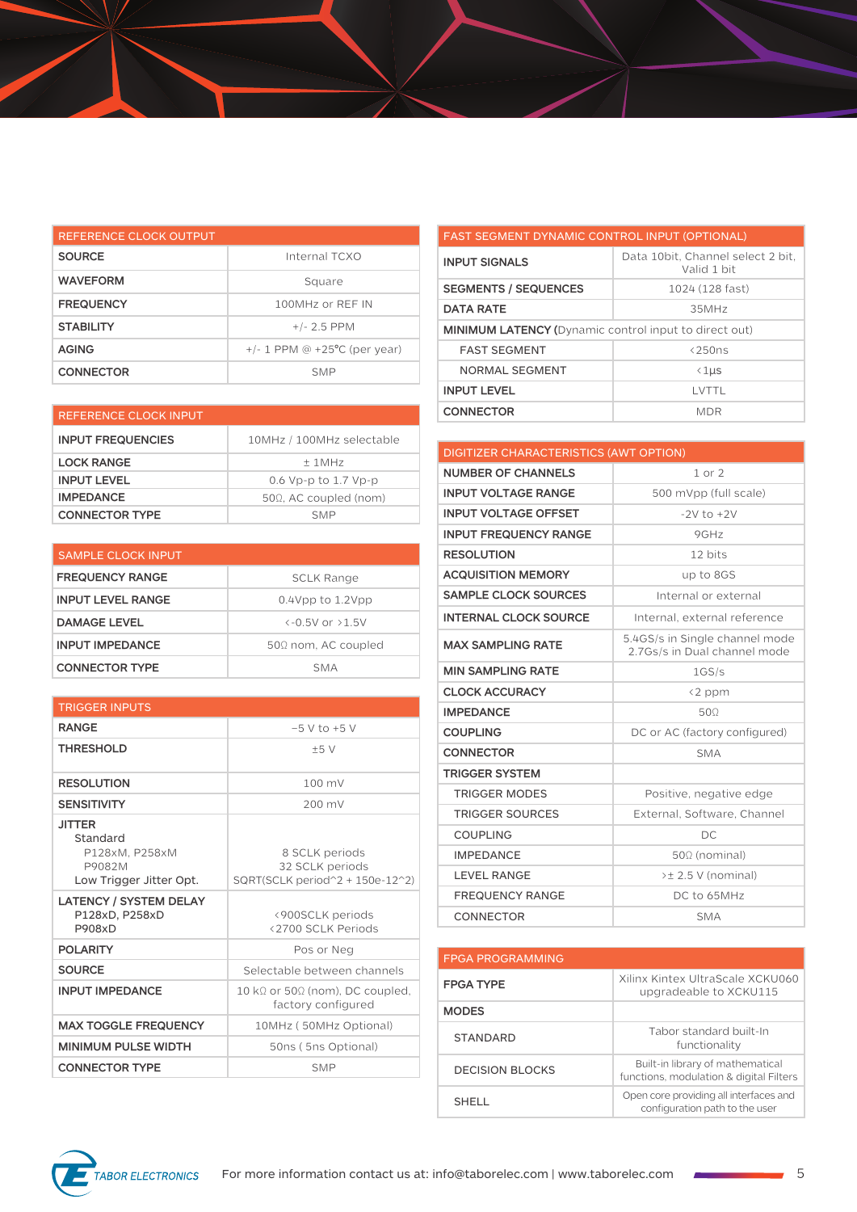| REFERENCE CLOCK OUTPUT | |
|---|---|
| SOURCE | Internal TCXO |
| WAVEFORM | Square |
| FREQUENCY | 100MHz or REF IN |
| STABILITY | +/- 2.5 PPM |
| AGING | +/- 1 PPM @ +25°C (per year) |
| CONNECTOR | SMP |

| REFERENCE CLOCK INPUT | |
|---|---|
| INPUT FREQUENCIES | 10MHz / 100MHz selectable |
| LOCK RANGE | ± 1MHz |
| INPUT LEVEL | 0.6 Vp-p to 1.7 Vp-p |
| IMPEDANCE | 50Ω, AC coupled (nom) |
| CONNECTOR TYPE | SMP |

| SAMPLE CLOCK INPUT | |
|---|---|
| FREQUENCY RANGE | SCLK Range |
| INPUT LEVEL RANGE | 0.4Vpp to 1.2Vpp |
| DAMAGE LEVEL | <-0.5V or >1.5V |
| INPUT IMPEDANCE | 50Ω nom, AC coupled |
| CONNECTOR TYPE | SMA |

| TRIGGER INPUTS | |
|---|---|
| RANGE | −5 V to +5 V |
| THRESHOLD | ±5 V |
| RESOLUTION | 100 mV |
| SENSITIVITY | 200 mV |
| JITTER<br>Standard<br>P128xM, P258xM<br>P9082M<br>Low Trigger Jitter Opt. | <br><br>8 SCLK periods<br>32 SCLK periods<br>SQRT(SCLK period^2 + 150e-12^2) |
| LATENCY / SYSTEM DELAY<br>P128xD, P258xD<br>P908xD | <br><900SCLK periods<br><2700 SCLK Periods |
| POLARITY | Pos or Neg |
| SOURCE | Selectable between channels |
| INPUT IMPEDANCE | 10 kΩ or 50Ω (nom), DC coupled, factory configured |
| MAX TOGGLE FREQUENCY | 10MHz ( 50MHz Optional) |
| MINIMUM PULSE WIDTH | 50ns ( 5ns Optional) |
| CONNECTOR TYPE | SMP |

| FAST SEGMENT DYNAMIC CONTROL INPUT (OPTIONAL) | |
|---|---|
| INPUT SIGNALS | Data 10bit, Channel select 2 bit, Valid 1 bit |
| SEGMENTS / SEQUENCES | 1024 (128 fast) |
| DATA RATE | 35MHz |
| **MINIMUM LATENCY** (Dynamic control input to direct out) | |
| FAST SEGMENT | <250ns |
| NORMAL SEGMENT | <1µs |
| INPUT LEVEL | LVTTL |
| CONNECTOR | MDR |

| DIGITIZER CHARACTERISTICS (AWT OPTION) | |
|---|---|
| NUMBER OF CHANNELS | 1 or 2 |
| INPUT VOLTAGE RANGE | 500 mVpp (full scale) |
| INPUT VOLTAGE OFFSET | -2V to +2V |
| INPUT FREQUENCY RANGE | 9GHz |
| RESOLUTION | 12 bits |
| ACQUISITION MEMORY | up to 8GS |
| SAMPLE CLOCK SOURCES | Internal or external |
| INTERNAL CLOCK SOURCE | Internal, external reference |
| MAX SAMPLING RATE | 5.4GS/s in Single channel mode<br>2.7Gs/s in Dual channel mode |
| MIN SAMPLING RATE | 1GS/s |
| CLOCK ACCURACY | <2 ppm |
| IMPEDANCE | 50Ω |
| COUPLING | DC or AC (factory configured) |
| CONNECTOR | SMA |
| TRIGGER SYSTEM | |
| TRIGGER MODES | Positive, negative edge |
| TRIGGER SOURCES | External, Software, Channel |
| COUPLING | DC |
| IMPEDANCE | 50Ω (nominal) |
| LEVEL RANGE | >± 2.5 V (nominal) |
| FREQUENCY RANGE | DC to 65MHz |
| CONNECTOR | SMA |

| FPGA PROGRAMMING | |
|---|---|
| FPGA TYPE | Xilinx Kintex UltraScale XCKU060 upgradeable to XCKU115 |
| MODES | |
| STANDARD | Tabor standard built-In functionality |
| DECISION BLOCKS | Built-in library of mathematical functions, modulation & digital Filters |
| SHELL | Open core providing all interfaces and configuration path to the user |

For more information contact us at: info@taborelec.com | www.taborelec.com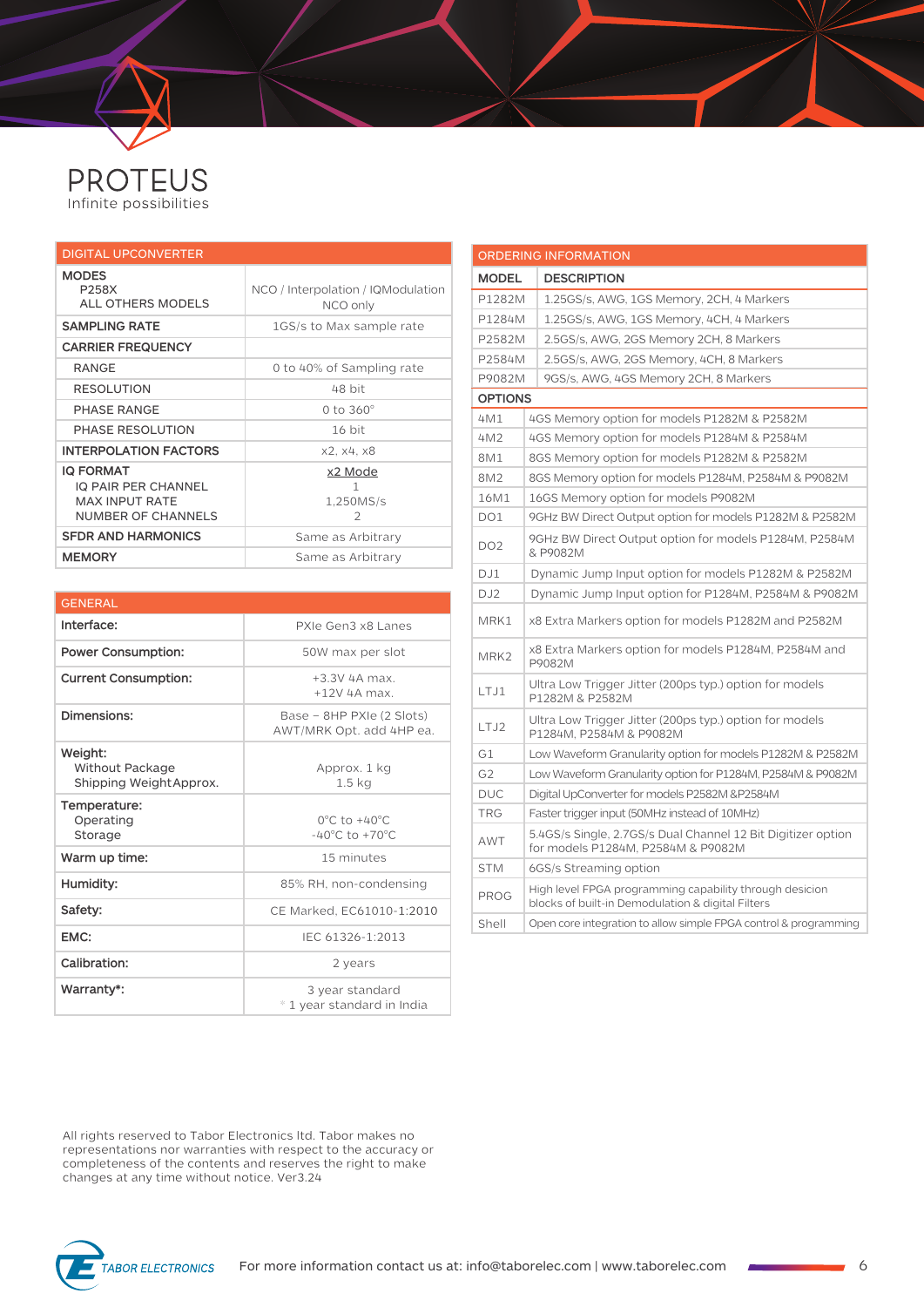# PROTEUS

Infinite possibilities

| DIGITAL UPCONVERTER | |
|---|---|
| **MODES**<br>P258X<br>ALL OTHERS MODELS | NCO / Interpolation / IQModulation<br>NCO only |
| **SAMPLING RATE** | 1GS/s to Max sample rate |
| **CARRIER FREQUENCY** | |
| RANGE | 0 to 40% of Sampling rate |
| RESOLUTION | 48 bit |
| PHASE RANGE | 0 to 360° |
| PHASE RESOLUTION | 16 bit |
| **INTERPOLATION FACTORS** | x2, x4, x8 |
| **IQ FORMAT**<br>IQ PAIR PER CHANNEL<br>MAX INPUT RATE<br>NUMBER OF CHANNELS | x2 Mode<br>1<br>1,250MS/s<br>2 |
| **SFDR AND HARMONICS** | Same as Arbitrary |
| **MEMORY** | Same as Arbitrary |

| GENERAL | |
|---|---|
| **Interface:** | PXIe Gen3 x8 Lanes |
| **Power Consumption:** | 50W max per slot |
| **Current Consumption:** | +3.3V 4A max.<br>+12V 4A max. |
| **Dimensions:** | Base – 8HP PXIe (2 Slots)<br>AWT/MRK Opt. add 4HP ea. |
| **Weight:**<br>Without Package<br>Shipping WeightApprox. | Approx. 1 kg<br>1.5 kg |
| **Temperature:**<br>Operating<br>Storage | 0°C to +40°C<br>-40°C to +70°C |
| **Warm up time:** | 15 minutes |
| **Humidity:** | 85% RH, non-condensing |
| **Safety:** | CE Marked, EC61010-1:2010 |
| **EMC:** | IEC 61326-1:2013 |
| **Calibration:** | 2 years |
| **Warranty*:** | 3 year standard<br>* 1 year standard in India |

| ORDERING INFORMATION | |
|---|---|
| **MODEL** | **DESCRIPTION** |
| P1282M | 1.25GS/s, AWG, 1GS Memory, 2CH, 4 Markers |
| P1284M | 1.25GS/s, AWG, 1GS Memory, 4CH, 4 Markers |
| P2582M | 2.5GS/s, AWG, 2GS Memory 2CH, 8 Markers |
| P2584M | 2.5GS/s, AWG, 2GS Memory, 4CH, 8 Markers |
| P9082M | 9GS/s, AWG, 4GS Memory 2CH, 8 Markers |
| **OPTIONS** | |
| 4M1 | 4GS Memory option for models P1282M & P2582M |
| 4M2 | 4GS Memory option for models P1284M & P2584M |
| 8M1 | 8GS Memory option for models P1282M & P2582M |
| 8M2 | 8GS Memory option for models P1284M, P2584M & P9082M |
| 16M1 | 16GS Memory option for models P9082M |
| DO1 | 9GHz BW Direct Output option for models P1282M & P2582M |
| DO2 | 9GHz BW Direct Output option for models P1284M, P2584M & P9082M |
| DJ1 | Dynamic Jump Input option for models P1282M & P2582M |
| DJ2 | Dynamic Jump Input option for P1284M, P2584M & P9082M |
| MRK1 | x8 Extra Markers option for models P1282M and P2582M |
| MRK2 | x8 Extra Markers option for models P1284M, P2584M and P9082M |
| LTJ1 | Ultra Low Trigger Jitter (200ps typ.) option for models P1282M & P2582M |
| LTJ2 | Ultra Low Trigger Jitter (200ps typ.) option for models P1284M, P2584M & P9082M |
| G1 | Low Waveform Granularity option for models P1282M & P2582M |
| G2 | Low Waveform Granularity option for P1284M, P2584M & P9082M |
| DUC | Digital UpConverter for models P2582M &P2584M |
| TRG | Faster trigger input (50MHz instead of 10MHz) |
| AWT | 5.4GS/s Single, 2.7GS/s Dual Channel 12 Bit Digitizer option for models P1284M, P2584M & P9082M |
| STM | 6GS/s Streaming option |
| PROG | High level FPGA programming capability through desicion blocks of built-in Demodulation & digital Filters |
| Shell | Open core integration to allow simple FPGA control & programming |

All rights reserved to Tabor Electronics ltd. Tabor makes no representations nor warranties with respect to the accuracy or completeness of the contents and reserves the right to make changes at any time without notice. Ver3.24

TABOR ELECTRONICS

For more information contact us at: info@taborelec.com | www.taborelec.com